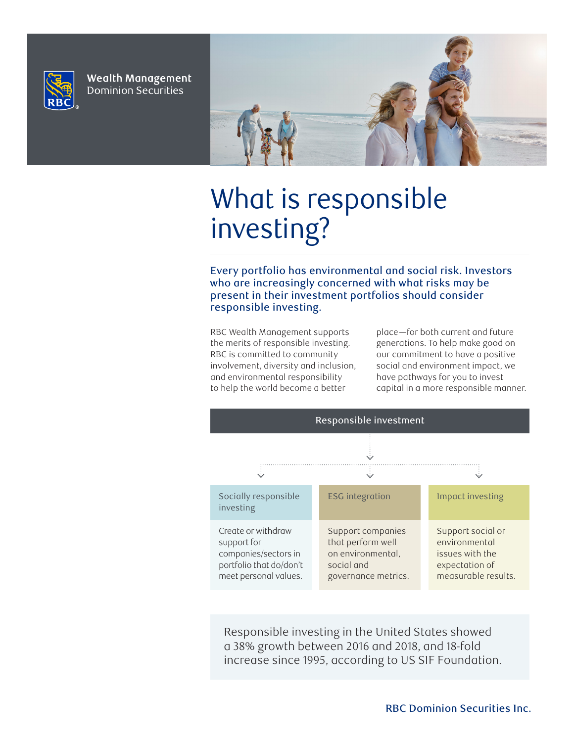Wealth Management
Dominion Securities

# What is responsible investing?

**Every portfolio has environmental and social risk. Investors who are increasingly concerned with what risks may be present in their investment portfolios should consider responsible investing.**

RBC Wealth Management supports the merits of responsible investing. RBC is committed to community involvement, diversity and inclusion, and environmental responsibility to help the world become a better place—for both current and future generations. To help make good on our commitment to have a positive social and environment impact, we have pathways for you to invest capital in a more responsible manner.

## Responsible investment

| Socially responsible investing | ESG integration | Impact investing |
| --- | --- | --- |
| Create or withdraw support for companies/sectors in portfolio that do/don't meet personal values. | Support companies that perform well on environmental, social and governance metrics. | Support social or environmental issues with the expectation of measurable results. |

Responsible investing in the United States showed a 38% growth between 2016 and 2018, and 18-fold increase since 1995, according to US SIF Foundation.

RBC Dominion Securities Inc.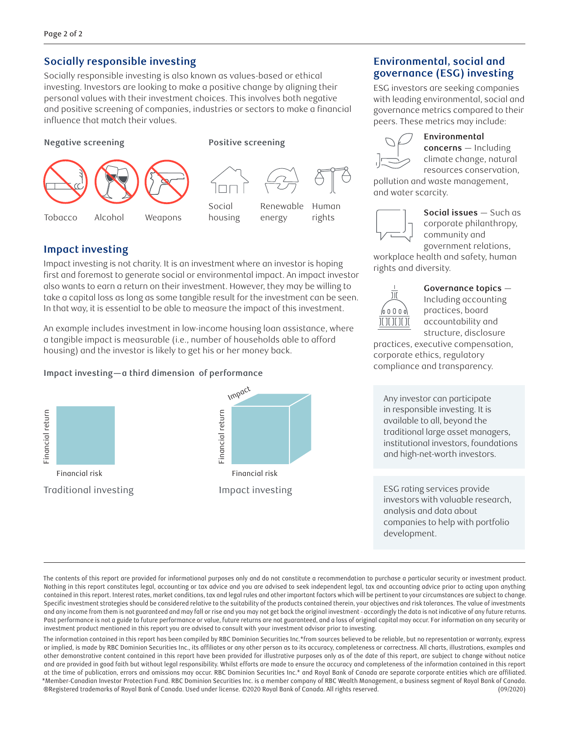## Socially responsible investing

Socially responsible investing is also known as values-based or ethical investing. Investors are looking to make a positive change by aligning their personal values with their investment choices. This involves both negative and positive screening of companies, industries or sectors to make a financial influence that match their values.

**Negative screening**

Tobacco

Alcohol

Weapons

**Positive screening**

Social housing

Renewable energy

Human rights

## Impact investing

Impact investing is not charity. It is an investment where an investor is hoping first and foremost to generate social or environmental impact. An impact investor also wants to earn a return on their investment. However, they may be willing to take a capital loss as long as some tangible result for the investment can be seen. In that way, it is essential to be able to measure the impact of this investment.

An example includes investment in low-income housing loan assistance, where a tangible impact is measurable (i.e., number of households able to afford housing) and the investor is likely to get his or her money back.

**Impact investing—a third dimension of performance**

Financial return

Financial risk

Traditional investing

Impact

Financial return

Financial risk

Impact investing

## Environmental, social and governance (ESG) investing

ESG investors are seeking companies with leading environmental, social and governance metrics compared to their peers. These metrics may include:

**Environmental concerns** — Including climate change, natural resources conservation, pollution and waste management, and water scarcity.

**Social issues** — Such as corporate philanthropy, community and government relations, workplace health and safety, human rights and diversity.

**Governance topics** — Including accounting practices, board accountability and structure, disclosure practices, executive compensation, corporate ethics, regulatory compliance and transparency.

Any investor can participate in responsible investing. It is available to all, beyond the traditional large asset managers, institutional investors, foundations and high-net-worth investors.

ESG rating services provide investors with valuable research, analysis and data about companies to help with portfolio development.

---

The contents of this report are provided for informational purposes only and do not constitute a recommendation to purchase a particular security or investment product. Nothing in this report constitutes legal, accounting or tax advice and you are advised to seek independent legal, tax and accounting advice prior to acting upon anything contained in this report. Interest rates, market conditions, tax and legal rules and other important factors which will be pertinent to your circumstances are subject to change. Specific investment strategies should be considered relative to the suitability of the products contained therein, your objectives and risk tolerances. The value of investments and any income from them is not guaranteed and may fall or rise and you may not get back the original investment - accordingly the data is not indicative of any future returns. Past performance is not a guide to future performance or value, future returns are not guaranteed, and a loss of original capital may occur. For information on any security or investment product mentioned in this report you are advised to consult with your investment advisor prior to investing.

The information contained in this report has been compiled by RBC Dominion Securities Inc.*from sources believed to be reliable, but no representation or warranty, express or implied, is made by RBC Dominion Securities Inc., its affiliates or any other person as to its accuracy, completeness or correctness. All charts, illustrations, examples and other demonstrative content contained in this report have been provided for illustrative purposes only as of the date of this report, are subject to change without notice and are provided in good faith but without legal responsibility. Whilst efforts are made to ensure the accuracy and completeness of the information contained in this report at the time of publication, errors and omissions may occur. RBC Dominion Securities Inc.* and Royal Bank of Canada are separate corporate entities which are affiliated. *Member-Canadian Investor Protection Fund. RBC Dominion Securities Inc. is a member company of RBC Wealth Management, a business segment of Royal Bank of Canada. ®Registered trademarks of Royal Bank of Canada. Used under license. ©2020 Royal Bank of Canada. All rights reserved. (09/2020)